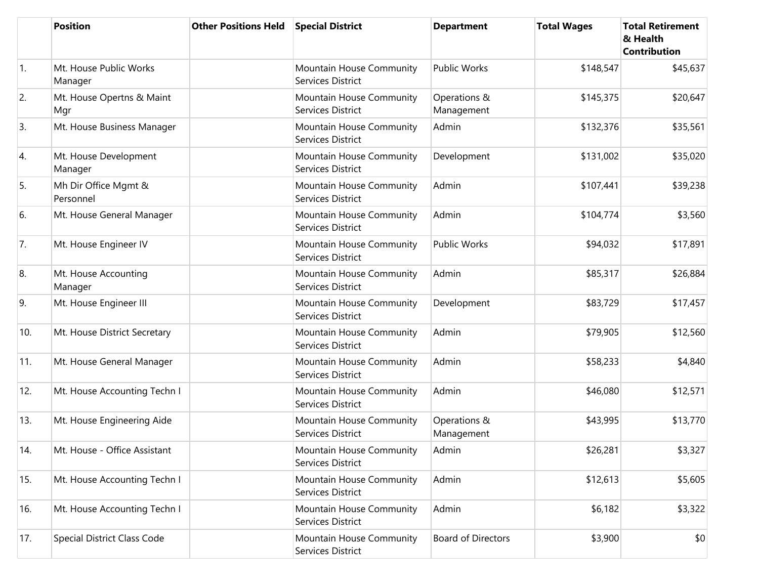| | Position | Other Positions Held | Special District | Department | Total Wages | Total Retirement & Health Contribution |
|---|---|---|---|---|---|---|
| 1. | Mt. House Public Works Manager | | Mountain House Community Services District | Public Works | $148,547 | $45,637 |
| 2. | Mt. House Opertns & Maint Mgr | | Mountain House Community Services District | Operations & Management | $145,375 | $20,647 |
| 3. | Mt. House Business Manager | | Mountain House Community Services District | Admin | $132,376 | $35,561 |
| 4. | Mt. House Development Manager | | Mountain House Community Services District | Development | $131,002 | $35,020 |
| 5. | Mh Dir Office Mgmt & Personnel | | Mountain House Community Services District | Admin | $107,441 | $39,238 |
| 6. | Mt. House General Manager | | Mountain House Community Services District | Admin | $104,774 | $3,560 |
| 7. | Mt. House Engineer IV | | Mountain House Community Services District | Public Works | $94,032 | $17,891 |
| 8. | Mt. House Accounting Manager | | Mountain House Community Services District | Admin | $85,317 | $26,884 |
| 9. | Mt. House Engineer III | | Mountain House Community Services District | Development | $83,729 | $17,457 |
| 10. | Mt. House District Secretary | | Mountain House Community Services District | Admin | $79,905 | $12,560 |
| 11. | Mt. House General Manager | | Mountain House Community Services District | Admin | $58,233 | $4,840 |
| 12. | Mt. House Accounting Techn I | | Mountain House Community Services District | Admin | $46,080 | $12,571 |
| 13. | Mt. House Engineering Aide | | Mountain House Community Services District | Operations & Management | $43,995 | $13,770 |
| 14. | Mt. House - Office Assistant | | Mountain House Community Services District | Admin | $26,281 | $3,327 |
| 15. | Mt. House Accounting Techn I | | Mountain House Community Services District | Admin | $12,613 | $5,605 |
| 16. | Mt. House Accounting Techn I | | Mountain House Community Services District | Admin | $6,182 | $3,322 |
| 17. | Special District Class Code | | Mountain House Community Services District | Board of Directors | $3,900 | $0 |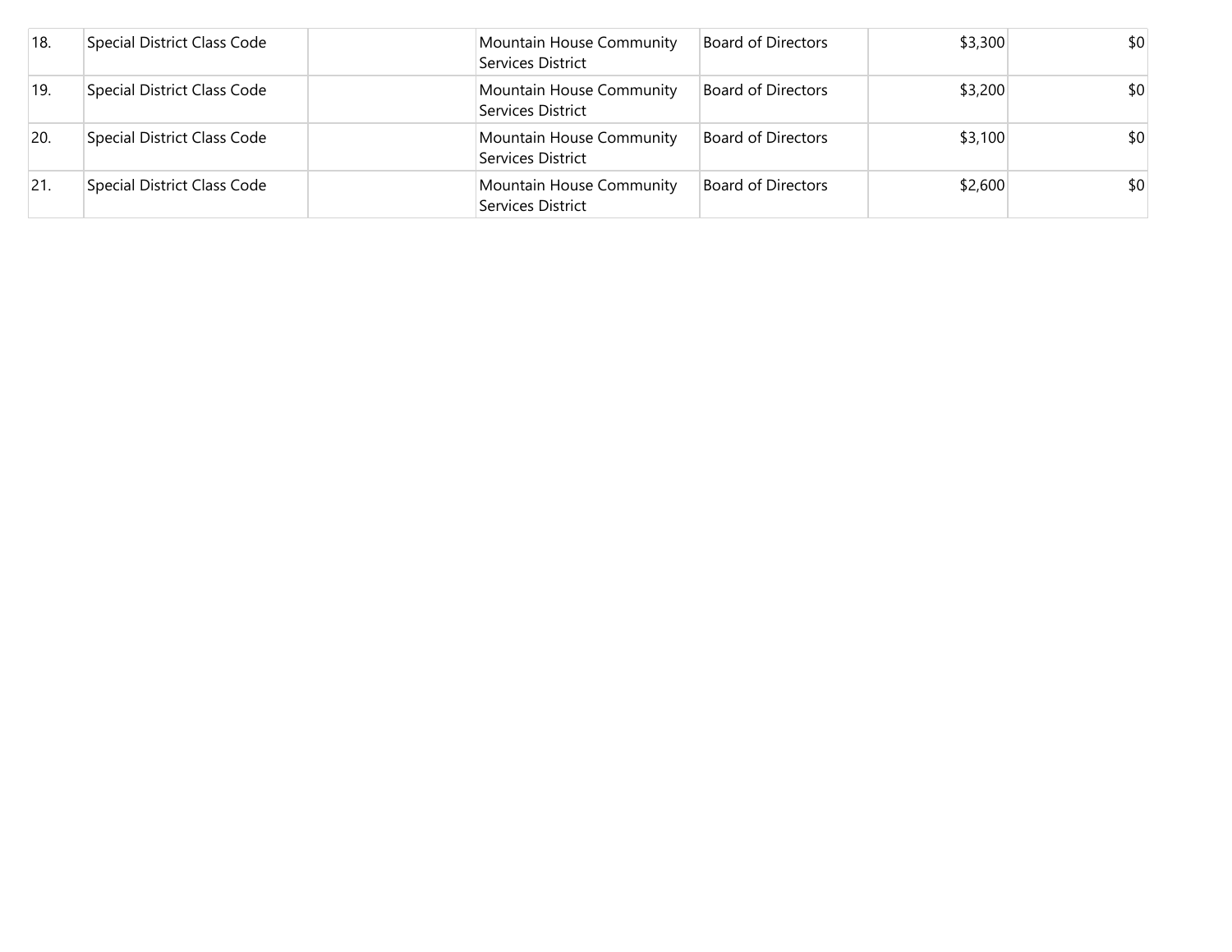| | | | | | | |
|---|---|---|---|---|---|---|
| 18. | Special District Class Code | | Mountain House Community Services District | Board of Directors | $3,300 | $0 |
| 19. | Special District Class Code | | Mountain House Community Services District | Board of Directors | $3,200 | $0 |
| 20. | Special District Class Code | | Mountain House Community Services District | Board of Directors | $3,100 | $0 |
| 21. | Special District Class Code | | Mountain House Community Services District | Board of Directors | $2,600 | $0 |